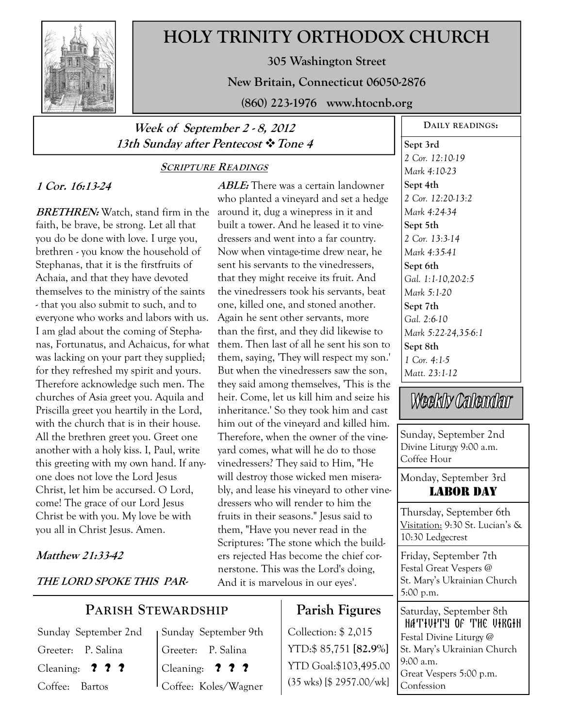# HOLY TRINITY ORTHODOX CHURCH

**305 Washington Street**

**New Britain, Connecticut 06050-2876**

**(860) 223-1976 www.htocnb.org**

***Week of September 2 - 8, 2012***
***13th Sunday after Pentecost ❖ Tone 4***

## SCRIPTURE READINGS

***1 Cor. 16:13-24***

***BRETHREN:*** Watch, stand firm in the faith, be brave, be strong. Let all that you do be done with love. I urge you, brethren - you know the household of Stephanas, that it is the firstfruits of Achaia, and that they have devoted themselves to the ministry of the saints - that you also submit to such, and to everyone who works and labors with us. I am glad about the coming of Stephanas, Fortunatus, and Achaicus, for what was lacking on your part they supplied; for they refreshed my spirit and yours. Therefore acknowledge such men. The churches of Asia greet you. Aquila and Priscilla greet you heartily in the Lord, with the church that is in their house. All the brethren greet you. Greet one another with a holy kiss. I, Paul, write this greeting with my own hand. If anyone does not love the Lord Jesus Christ, let him be accursed. O Lord, come! The grace of our Lord Jesus Christ be with you. My love be with you all in Christ Jesus. Amen.

***Matthew 21:33-42***

***THE LORD SPOKE THIS PARABLE:*** There was a certain landowner who planted a vineyard and set a hedge around it, dug a winepress in it and built a tower. And he leased it to vinedressers and went into a far country. Now when vintage-time drew near, he sent his servants to the vinedressers, that they might receive its fruit. And the vinedressers took his servants, beat one, killed one, and stoned another. Again he sent other servants, more than the first, and they did likewise to them. Then last of all he sent his son to them, saying, 'They will respect my son.' But when the vinedressers saw the son, they said among themselves, 'This is the heir. Come, let us kill him and seize his inheritance.' So they took him and cast him out of the vineyard and killed him. Therefore, when the owner of the vineyard comes, what will he do to those vinedressers? They said to Him, "He will destroy those wicked men miserably, and lease his vineyard to other vinedressers who will render to him the fruits in their seasons." Jesus said to them, "Have you never read in the Scriptures: 'The stone which the builders rejected Has become the chief cornerstone. This was the Lord's doing, And it is marvelous in our eyes'.

## PARISH STEWARDSHIP

| Sunday September 2nd | Sunday September 9th |
|---|---|
| Greeter: P. Salina | Greeter: P. Salina |
| Cleaning: **? ? ?** | Cleaning: **? ? ?** |
| Coffee: Bartos | Coffee: Koles/Wagner |

## Parish Figures

Collection: $ 2,015
YTD:$ 85,751 **[82.9%]**
YTD Goal:$103,495.00
(35 wks) [$ 2957.00/wk]

### DAILY READINGS:

**Sept 3rd**
*2 Cor. 12:10-19*
*Mark 4:10-23*

**Sept 4th**
*2 Cor. 12:20-13:2*
*Mark 4:24-34*

**Sept 5th**
*2 Cor. 13:3-14*
*Mark 4:35-41*

**Sept 6th**
*Gal. 1:1-10,20-2:5*
*Mark 5:1-20*

**Sept 7th**
*Gal. 2:6-10*
*Mark 5:22-24,35-6:1*

**Sept 8th**
*1 Cor. 4:1-5*
*Matt. 23:1-12*

## Weekly Calendar

Sunday, September 2nd
Divine Liturgy 9:00 a.m.
Coffee Hour

Monday, September 3rd
**LABOR DAY**

Thursday, September 6th
Visitation: 9:30 St. Lucian's & 10:30 Ledgecrest

Friday, September 7th
Festal Great Vespers @ St. Mary's Ukrainian Church 5:00 p.m.

Saturday, September 8th
**NATIVITY OF THE VIRGIN**
Festal Divine Liturgy @ St. Mary's Ukrainian Church 9:00 a.m.
Great Vespers 5:00 p.m.
Confession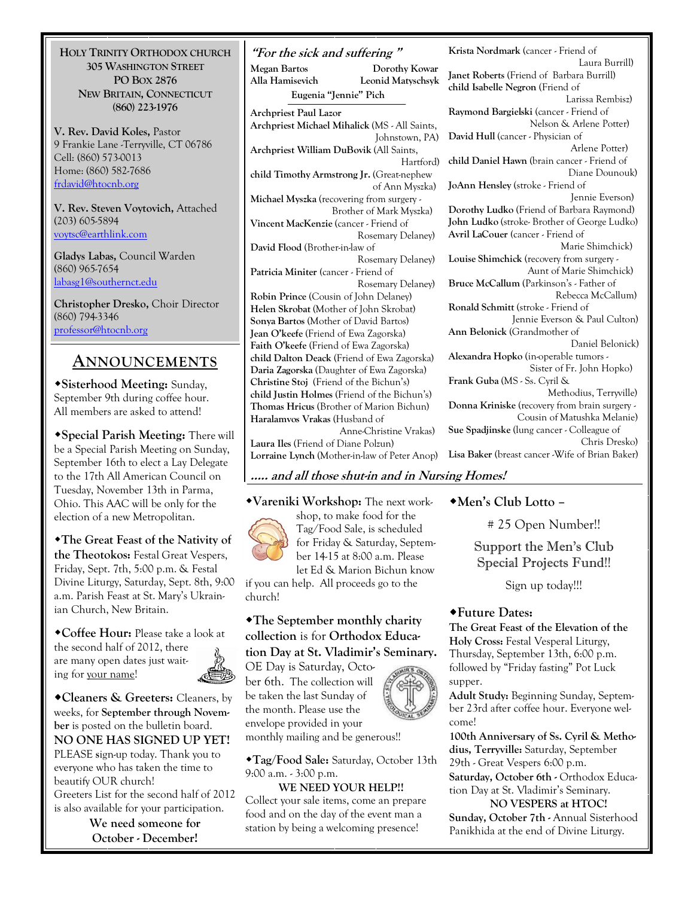**HOLY TRINITY ORTHODOX CHURCH**
**305 WASHINGTON STREET**
**PO BOX 2876**
**NEW BRITAIN, CONNECTICUT**
**(860) 223-1976**

**V. Rev. David Koles,** Pastor
9 Frankie Lane -Terryville, CT 06786
Cell: (860) 573-0013
Home: (860) 582-7686
frdavid@htocnb.org

**V. Rev. Steven Voytovich,** Attached
(203) 605-5894
voytsc@earthlink.com

**Gladys Labas,** Council Warden
(860) 965-7654
labasg1@southernct.edu

**Christopher Dresko,** Choir Director
(860) 794-3346
professor@htocnb.org

## ANNOUNCEMENTS

◆**Sisterhood Meeting:** Sunday, September 9th during coffee hour. All members are asked to attend!

◆**Special Parish Meeting:** There will be a Special Parish Meeting on Sunday, September 16th to elect a Lay Delegate to the 17th All American Council on Tuesday, November 13th in Parma, Ohio. This AAC will be only for the election of a new Metropolitan.

◆**The Great Feast of the Nativity of the Theotokos:** Festal Great Vespers, Friday, Sept. 7th, 5:00 p.m. & Festal Divine Liturgy, Saturday, Sept. 8th, 9:00 a.m. Parish Feast at St. Mary's Ukrainian Church, New Britain.

◆**Coffee Hour:** Please take a look at the second half of 2012, there are many open dates just waiting for your name!

◆**Cleaners & Greeters:** Cleaners, by weeks, for **September through November** is posted on the bulletin board.
**NO ONE HAS SIGNED UP YET!**
PLEASE sign-up today. Thank you to everyone who has taken the time to beautify OUR church!
Greeters List for the second half of 2012 is also available for your participation.
**We need someone for October - December!**

### *"For the sick and suffering"*

**Megan Bartos**
**Dorothy Kowar**
**Alla Hamisevich**
**Leonid Matyschsyk**
**Eugenia "Jennie" Pich**

**Archpriest Paul Lazor**
**Archpriest Michael Mihalick** (MS - All Saints, Johnstown, PA)
**Archpriest William DuBovik** (All Saints, Hartford)
**child Timothy Armstrong Jr.** (Great-nephew of Ann Myszka)
**Michael Myszka** (recovering from surgery - Brother of Mark Myszka)
**Vincent MacKenzie** (cancer - Friend of Rosemary Delaney)
**David Flood** (Brother-in-law of Rosemary Delaney)
**Patricia Miniter** (cancer - Friend of Rosemary Delaney)
**Robin Prince** (Cousin of John Delaney)
**Helen Skrobat** (Mother of John Skrobat)
**Sonya Bartos** (Mother of David Bartos)
**Jean O'keefe** (Friend of Ewa Zagorska)
**Faith O'keefe** (Friend of Ewa Zagorska)
**child Dalton Deack** (Friend of Ewa Zagorska)
**Daria Zagorska** (Daughter of Ewa Zagorska)
**Christine Stoj** (Friend of the Bichun's)
**child Justin Holmes** (Friend of the Bichun's)
**Thomas Hricus** (Brother of Marion Bichun)
**Haralamvos Vrakas** (Husband of Anne-Christine Vrakas)
**Laura Iles** (Friend of Diane Polzun)
**Lorraine Lynch** (Mother-in-law of Peter Anop)
**Krista Nordmark** (cancer - Friend of Laura Burrill)
**Janet Roberts** (Friend of Barbara Burrill)
**child Isabelle Negron** (Friend of Larissa Rembisz)
**Raymond Bargielski** (cancer - Friend of Nelson & Arlene Potter)
**David Hull** (cancer - Physician of Arlene Potter)
**child Daniel Hawn** (brain cancer - Friend of Diane Dounouk)
**JoAnn Hensley** (stroke - Friend of Jennie Everson)
**Dorothy Ludko** (Friend of Barbara Raymond)
**John Ludko** (stroke- Brother of George Ludko)
**Avril LaCouer** (cancer - Friend of Marie Shimchick)
**Louise Shimchick** (recovery from surgery - Aunt of Marie Shimchick)
**Bruce McCallum** (Parkinson's - Father of Rebecca McCallum)
**Ronald Schmitt** (stroke - Friend of Jennie Everson & Paul Culton)
**Ann Belonick** (Grandmother of Daniel Belonick)
**Alexandra Hopko** (in-operable tumors - Sister of Fr. John Hopko)
**Frank Guba** (MS - Ss. Cyril & Methodius, Terryville)
**Donna Kriniske** (recovery from brain surgery - Cousin of Matushka Melanie)
**Sue Spadjinske** (lung cancer - Colleague of Chris Dresko)
**Lisa Baker** (breast cancer -Wife of Brian Baker)

***..... and all those shut-in and in Nursing Homes!***

◆**Vareniki Workshop:** The next workshop, to make food for the Tag/Food Sale, is scheduled for Friday & Saturday, September 14-15 at 8:00 a.m. Please let Ed & Marion Bichun know if you can help. All proceeds go to the church!

◆**The September monthly charity collection** is for **Orthodox Education Day at St. Vladimir's Seminary.** OE Day is Saturday, October 6th. The collection will be taken the last Sunday of the month. Please use the envelope provided in your monthly mailing and be generous!!

◆**Tag/Food Sale:** Saturday, October 13th 9:00 a.m. - 3:00 p.m.
**WE NEED YOUR HELP!!**
Collect your sale items, come an prepare food and on the day of the event man a station by being a welcoming presence!

◆**Men's Club Lotto –**

# 25 Open Number!!

Support the Men's Club Special Projects Fund!!

Sign up today!!!

◆**Future Dates:**

**The Great Feast of the Elevation of the Holy Cross:** Festal Vesperal Liturgy, Thursday, September 13th, 6:00 p.m. followed by "Friday fasting" Pot Luck supper.

**Adult Study:** Beginning Sunday, September 23rd after coffee hour. Everyone welcome!

**100th Anniversary of Ss. Cyril & Methodius, Terryville:** Saturday, September 29th - Great Vespers 6:00 p.m.

**Saturday, October 6th -** Orthodox Education Day at St. Vladimir's Seminary.
**NO VESPERS at HTOC!**

**Sunday, October 7th -** Annual Sisterhood Panikhida at the end of Divine Liturgy.